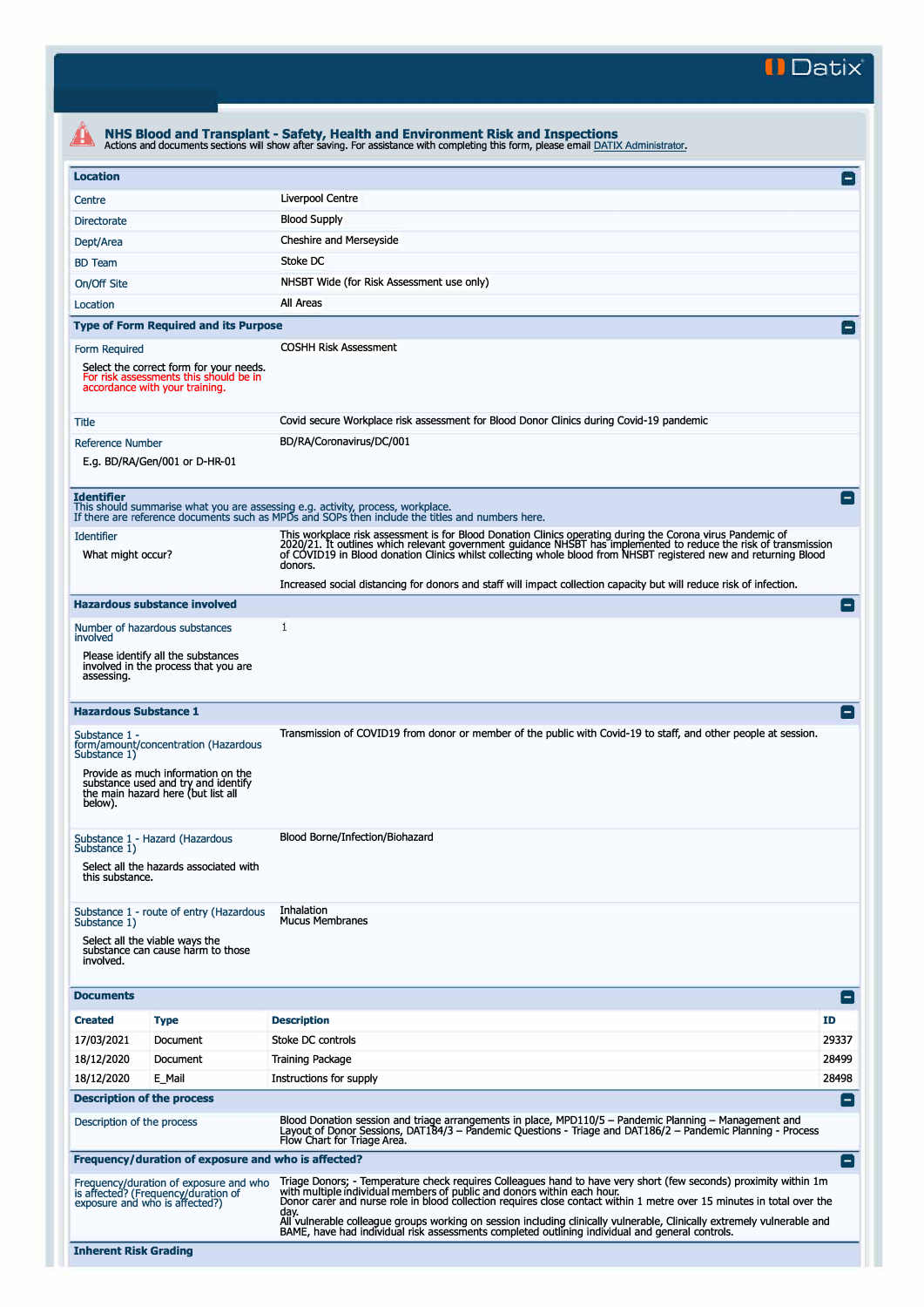Datix

# NHS Blood and Transplant - Safety, Health and Environment Risk and Inspections

Actions and documents sections will show after saving. For assistance with completing this form, please email DATIX Administrator.

## Location

| | |
|---|---|
| Centre | Liverpool Centre |
| Directorate | Blood Supply |
| Dept/Area | Cheshire and Merseyside |
| BD Team | Stoke DC |
| On/Off Site | NHSBT Wide (for Risk Assessment use only) |
| Location | All Areas |

## Type of Form Required and its Purpose

| | |
|---|---|
| Form Required<br><br>Select the correct form for your needs. For risk assessments this should be in accordance with your training. | COSHH Risk Assessment |
| Title | Covid secure Workplace risk assessment for Blood Donor Clinics during Covid-19 pandemic |
| Reference Number<br><br>E.g. BD/RA/Gen/001 or D-HR-01 | BD/RA/Coronavirus/DC/001 |

## Identifier

This should summarise what you are assessing e.g. activity, process, workplace.
If there are reference documents such as MPDs and SOPs then include the titles and numbers here.

| | |
|---|---|
| Identifier<br><br>What might occur? | This workplace risk assessment is for Blood Donation Clinics operating during the Corona virus Pandemic of 2020/21. It outlines which relevant government guidance NHSBT has implemented to reduce the risk of transmission of COVID19 in Blood donation Clinics whilst collecting whole blood from NHSBT registered new and returning Blood donors.<br><br>Increased social distancing for donors and staff will impact collection capacity but will reduce risk of infection. |

## Hazardous substance involved

| | |
|---|---|
| Number of hazardous substances involved<br><br>Please identify all the substances involved in the process that you are assessing. | 1 |

## Hazardous Substance 1

| | |
|---|---|
| Substance 1 - form/amount/concentration (Hazardous Substance 1)<br><br>Provide as much information on the substance used and try and identify the main hazard here (but list all below). | Transmission of COVID19 from donor or member of the public with Covid-19 to staff, and other people at session. |
| Substance 1 - Hazard (Hazardous Substance 1)<br><br>Select all the hazards associated with this substance. | Blood Borne/Infection/Biohazard |
| Substance 1 - route of entry (Hazardous Substance 1)<br><br>Select all the viable ways the substance can cause harm to those involved. | Inhalation<br>Mucus Membranes |

## Documents

| Created | Type | Description | ID |
|---|---|---|---|
| 17/03/2021 | Document | Stoke DC controls | 29337 |
| 18/12/2020 | Document | Training Package | 28499 |
| 18/12/2020 | E_Mail | Instructions for supply | 28498 |

## Description of the process

| | |
|---|---|
| Description of the process | Blood Donation session and triage arrangements in place, MPD110/5 – Pandemic Planning – Management and Layout of Donor Sessions, DAT184/3 – Pandemic Questions - Triage and DAT186/2 – Pandemic Planning - Process Flow Chart for Triage Area. |

## Frequency/duration of exposure and who is affected?

| | |
|---|---|
| Frequency/duration of exposure and who is affected? (Frequency/duration of exposure and who is affected?) | Triage Donors; - Temperature check requires Colleagues hand to have very short (few seconds) proximity within 1m with multiple individual members of public and donors within each hour.<br>Donor carer and nurse role in blood collection requires close contact within 1 metre over 15 minutes in total over the day.<br>All vulnerable colleague groups working on session including clinically vulnerable, Clinically extremely vulnerable and BAME, have had individual risk assessments completed outlining individual and general controls. |

## Inherent Risk Grading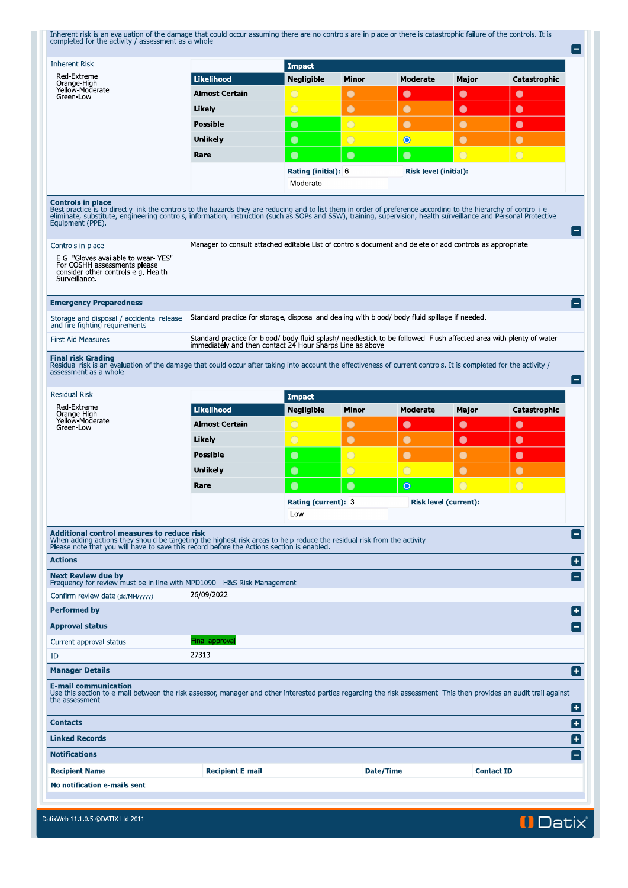Inherent risk is an evaluation of the damage that could occur assuming there are no controls are in place or there is catastrophic failure of the controls. It is completed for the activity / assessment as a whole.

**Inherent Risk**

Red-Extreme
Orange-High
Yellow-Moderate
Green-Low

| | Impact | | | | |
|---|---|---|---|---|---|
| **Likelihood** | **Negligible** | **Minor** | **Moderate** | **Major** | **Catastrophic** |
| **Almost Certain** | | | | | |
| **Likely** | | | | | |
| **Possible** | | | | | |
| **Unlikely** | | | ● | | |
| **Rare** | | | | | |

**Rating (initial):** 6 **Risk level (initial):** Moderate

## Controls in place

Best practice is to directly link the controls to the hazards they are reducing and to list them in order of preference according to the hierarchy of control i.e. eliminate, substitute, engineering controls, information, instruction (such as SOPs and SSW), training, supervision, health surveillance and Personal Protective Equipment (PPE).

| | |
|---|---|
| Controls in place<br>E.G. "Gloves available to wear- YES" For COSHH assessments please consider other controls e.g. Health Surveillance. | Manager to consult attached editable List of controls document and delete or add controls as appropriate |

## Emergency Preparedness

| | |
|---|---|
| Storage and disposal / accidental release and fire fighting requirements | Standard practice for storage, disposal and dealing with blood/ body fluid spillage if needed. |
| First Aid Measures | Standard practice for blood/ body fluid splash/ needlestick to be followed. Flush affected area with plenty of water immediately and then contact 24 Hour Sharps Line as above. |

## Final risk Grading

Residual risk is an evaluation of the damage that could occur after taking into account the effectiveness of current controls. It is completed for the activity / assessment as a whole.

**Residual Risk**

Red-Extreme
Orange-High
Yellow-Moderate
Green-Low

| | Impact | | | | |
|---|---|---|---|---|---|
| **Likelihood** | **Negligible** | **Minor** | **Moderate** | **Major** | **Catastrophic** |
| **Almost Certain** | | | | | |
| **Likely** | | | | | |
| **Possible** | | | | | |
| **Unlikely** | | | | | |
| **Rare** | | | ● | | |

**Rating (current):** 3 **Risk level (current):** Low

## Additional control measures to reduce risk

When adding actions they should be targeting the highest risk areas to help reduce the residual risk from the activity. Please note that you will have to save this record before the Actions section is enabled.

## Actions

## Next Review due by

Frequency for review must be in line with MPD1090 - H&S Risk Management

| | |
|---|---|
| Confirm review date (dd/MM/yyyy) | 26/09/2022 |

## Performed by

## Approval status

| | |
|---|---|
| Current approval status | Final approval |
| ID | 27313 |

## Manager Details

## E-mail communication

Use this section to e-mail between the risk assessor, manager and other interested parties regarding the risk assessment. This then provides an audit trail against the assessment.

## Contacts

## Linked Records

## Notifications

| Recipient Name | Recipient E-mail | Date/Time | Contact ID |
|---|---|---|---|
| **No notification e-mails sent** | | | |

DatixWeb 11.1.0.5 ©DATIX Ltd 2011